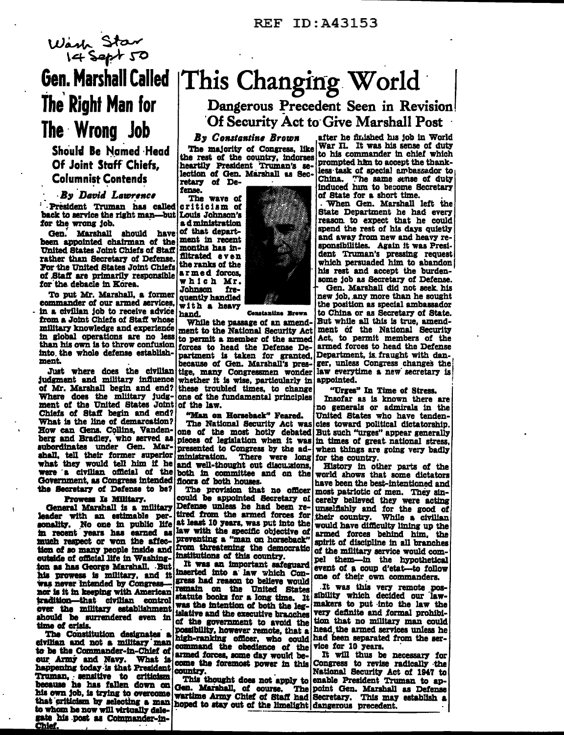REF ID:A43153

Wash Star
14 Sept 50

# Gen. Marshall Called The Right Man for The Wrong Job

## Should Be Named Head Of Joint Staff Chiefs, Columnist Contends

*By David Lawrence*

President Truman has called back to service the right man—but for the wrong job.

Gen. Marshall should have been appointed chairman of the United States Joint Chiefs of Staff rather than Secretary of Defense. For the United States Joint Chiefs of Staff are primarily responsible for the debacle in Korea.

To put Mr. Marshall, a former commander of our armed services, in a civilian job to receive advice from a Joint Chiefs of Staff whose military knowledge and experience in global operations are no less than his own is to throw confusion into the whole defense establishment.

Just where does the civilian judgment and military influence of Mr. Marshall begin and end? Where does the military judgment of the United States Joint Chiefs of Staff begin and end? What is the line of demarcation? How can Gens. Collins, Vandenberg and Bradley, who served as subordinates under Gen. Marshall, tell their former superior what they would tell him if he were a civilian official of the Government, as Congress intended the Secretary of Defense to be?

**Prowess Is Military.**

General Marshall is a military leader with an estimable personality. No one in public life in recent years has earned as much respect or won the affection of so many people inside and outside of official life in Washington as has George Marshall. But his prowess is military, and it was never intended by Congress—nor is it in keeping with American tradition—that civilian control over the military establishment should be surrendered even in time of crisis.

The Constitution designates a civilian and not a military man to be the Commander-in-Chief of our Army and Navy. What is happening today is that President Truman, sensitive to criticism because he has fallen down on his own job, is trying to overcome that criticism by selecting a man to whom he now will virtually delegate his post as Commander-in-Chief.

# This Changing World

## Dangerous Precedent Seen in Revision Of Security Act to Give Marshall Post

*By Constantine Brown*

The majority of Congress, like the rest of the country, indorses heartily President Truman's selection of Gen. Marshall as Secretary of Defense.

The wave of criticism of Louis Johnson's administration of that department in recent months has infiltrated even the ranks of the armed forces, which Mr. Johnson frequently handled with a heavy hand.

Constantine Brown

While the passage of an amendment to the National Security Act to permit a member of the armed forces to head the Defense Department is taken for granted, because of Gen. Marshall's prestige, many Congressmen wonder whether it is wise, particularly in these troubled times, to change one of the fundamental principles of the law.

**"Man on Horseback" Feared.**

The National Security Act was one of the most hotly debated pieces of legislation when it was presented to Congress by the administration. There were long and well-thought out discussions, both in committee and on the floors of both houses.

The provision that no officer could be appointed Secretary of Defense unless he had been retired from the armed forces for at least 10 years, was put into the law with the specific objective of preventing a "man on horseback" from threatening the democratic institutions of this country.

It was an important safeguard inserted into a law which Congress had reason to believe would remain on the United States statute books for a long time. It was the intention of both the legislative and the executive branches of the government to avoid the possibility, however remote, that a high-ranking officer, who could command the obedience of the armed forces, some day would become the foremost power in this country.

This thought does not apply to Gen. Marshall, of course. The wartime Army Chief of Staff had hoped to stay out of the limelight after he finished his job in World War II. It was his sense of duty to his commander in chief which prompted him to accept the thankless task of special ambassador to China. The same sense of duty induced him to become Secretary of State for a short time.

When Gen. Marshall left the State Department he had every reason to expect that he could spend the rest of his days quietly and away from new and heavy responsibilities. Again it was President Truman's pressing request which persuaded him to abandon his rest and accept the burdensome job as Secretary of Defense.

Gen. Marshall did not seek his new job, any more than he sought the position as special ambassador to China or as Secretary of State. But while all this is true, amendment of the National Security Act, to permit members of the armed forces to head the Defense Department, is fraught with danger, unless Congress changes the law everytime a new secretary is appointed.

**"Urges" In Time of Stress.**

Insofar as is known there are no generals or admirals in the United States who have tendencies toward political dictatorship. But such "urges" appear generally in times of great national stress, when things are going very badly for the country.

History in other parts of the world shows that some dictators have been the best-intentioned and most patriotic of men. They sincerely believed they were acting unselfishly and for the good of their country. While a civilian would have difficulty lining up the armed forces behind him, the spirit of discipline in all branches of the military service would compel them—in the hypothetical event of a coup d'etat—to follow one of their own commanders.

It was this very remote possibility which decided our lawmakers to put into the law the very definite and formal prohibition that no military man could head the armed services unless he had been separated from the service for 10 years.

It will thus be necessary for Congress to revise radically the National Security Act of 1947 to enable President Truman to appoint Gen. Marshall as Defense Secretary. This may establish a dangerous precedent.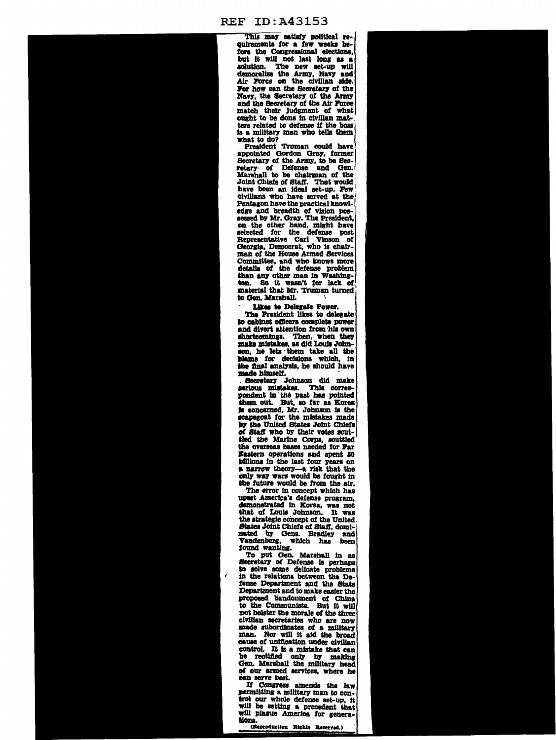This may satisfy political requirements for a few weeks before the Congressional elections, but it will not last long as a solution. The new set-up will demoralize the Army, Navy and Air Force on the civilian side. For how can the Secretary of the Navy, the Secretary of the Army and the Secretary of the Air Force match their judgment of what ought to be done in civilian matters related to defense if the boss is a military man who tells them what to do?

President Truman could have appointed Gordon Gray, former Secretary of the Army, to be Secretary of Defense and Gen. Marshall to be chairman of the Joint Chiefs of Staff. That would have been an ideal set-up. Few civilians who have served at the Pentagon have the practical knowledge and breadth of vision possessed by Mr. Gray. The President, on the other hand, might have selected for the defense post Representative Carl Vinson of Georgia, Democrat, who is chairman of the House Armed Services Committee, and who knows more details of the defense problem than any other man in Washington. So it wasn't for lack of material that Mr. Truman turned to Gen. Marshall.

**Likes to Delegate Power.**

The President likes to delegate to cabinet officers complete power and divert attention from his own shortcomings. Then, when they make mistakes, as did Louis Johnson, he lets them take all the blame for decisions which, in the final analysis, he should have made himself.

Secretary Johnson did make serious mistakes. This correspondent in the past has pointed them out. But, so far as Korea is concerned, Mr. Johnson is the scapegoat for the mistakes made by the United States Joint Chiefs of Staff who by their votes scuttled the Marine Corps, scuttled the overseas bases needed for Far Eastern operations and spent 50 billions in the last four years on a narrow theory—a risk that the only way wars would be fought in the future would be from the air.

The error in concept which has upset America's defense program, demonstrated in Korea, was not that of Louis Johnson. It was the strategic concept of the United States Joint Chiefs of Staff, dominated by Gens. Bradley and Vandenberg, which has been found wanting.

To put Gen. Marshall in as Secretary of Defense is perhaps to solve some delicate problems in the relations between the Defense Department and the State Department and to make easier the proposed bandonment of China to the Communists. But it will not bolster the morale of the three civilian secretaries who are now made subordinates of a military man. Nor will it aid the broad cause of unification under civilian control. It is a mistake that can be rectified only by making Gen. Marshall the military head of our armed services, where he can serve best.

If Congress amends the law permitting a military man to control our whole defense set-up, it will be setting a precedent that will plague America for generations.

(Reproduction Rights Reserved.)